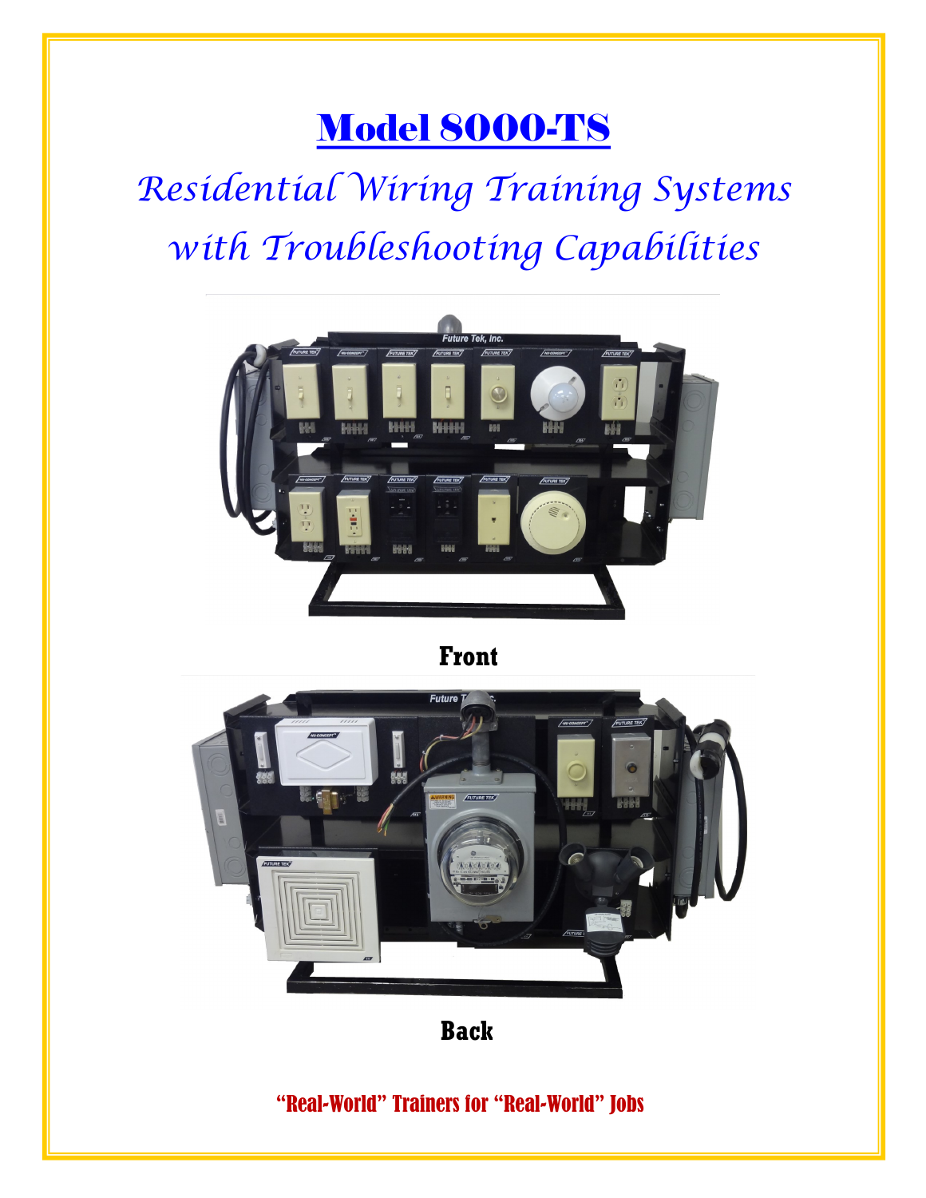# Model 8000-TS

## *Residential Wiring Training Systems with Troubleshooting Capabilities*

**Front**

**Back**

**"Real-World" Trainers for "Real-World" Jobs**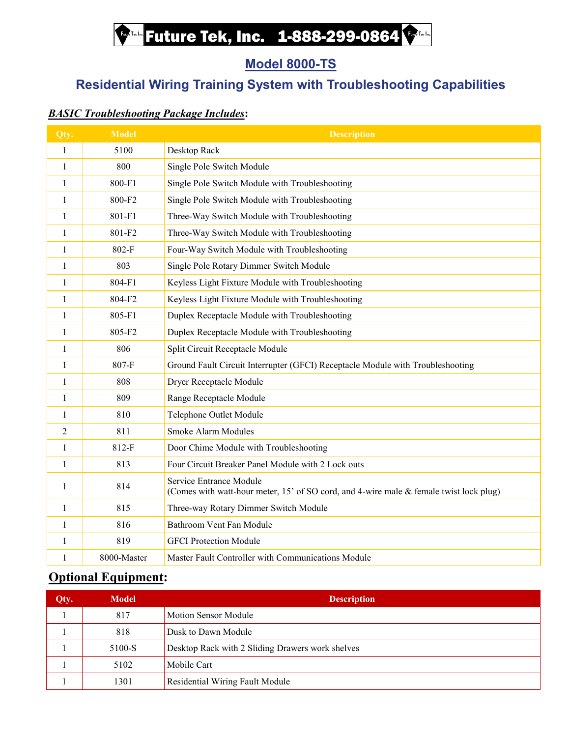# Future Tek, Inc. 1-888-299-0864

## Model 8000-TS

## Residential Wiring Training System with Troubleshooting Capabilities

***BASIC Troubleshooting Package Includes*:**

| Qty. | Model | Description |
|---|---|---|
| 1 | 5100 | Desktop Rack |
| 1 | 800 | Single Pole Switch Module |
| 1 | 800-F1 | Single Pole Switch Module with Troubleshooting |
| 1 | 800-F2 | Single Pole Switch Module with Troubleshooting |
| 1 | 801-F1 | Three-Way Switch Module with Troubleshooting |
| 1 | 801-F2 | Three-Way Switch Module with Troubleshooting |
| 1 | 802-F | Four-Way Switch Module with Troubleshooting |
| 1 | 803 | Single Pole Rotary Dimmer Switch Module |
| 1 | 804-F1 | Keyless Light Fixture Module with Troubleshooting |
| 1 | 804-F2 | Keyless Light Fixture Module with Troubleshooting |
| 1 | 805-F1 | Duplex Receptacle Module with Troubleshooting |
| 1 | 805-F2 | Duplex Receptacle Module with Troubleshooting |
| 1 | 806 | Split Circuit Receptacle Module |
| 1 | 807-F | Ground Fault Circuit Interrupter (GFCI) Receptacle Module with Troubleshooting |
| 1 | 808 | Dryer Receptacle Module |
| 1 | 809 | Range Receptacle Module |
| 1 | 810 | Telephone Outlet Module |
| 2 | 811 | Smoke Alarm Modules |
| 1 | 812-F | Door Chime Module with Troubleshooting |
| 1 | 813 | Four Circuit Breaker Panel Module with 2 Lock outs |
| 1 | 814 | Service Entrance Module (Comes with watt-hour meter, 15' of SO cord, and 4-wire male & female twist lock plug) |
| 1 | 815 | Three-way Rotary Dimmer Switch Module |
| 1 | 816 | Bathroom Vent Fan Module |
| 1 | 819 | GFCI Protection Module |
| 1 | 8000-Master | Master Fault Controller with Communications Module |

**Optional Equipment:**

| Qty. | Model | Description |
|---|---|---|
| 1 | 817 | Motion Sensor Module |
| 1 | 818 | Dusk to Dawn Module |
| 1 | 5100-S | Desktop Rack with 2 Sliding Drawers work shelves |
| 1 | 5102 | Mobile Cart |
| 1 | 1301 | Residential Wiring Fault Module |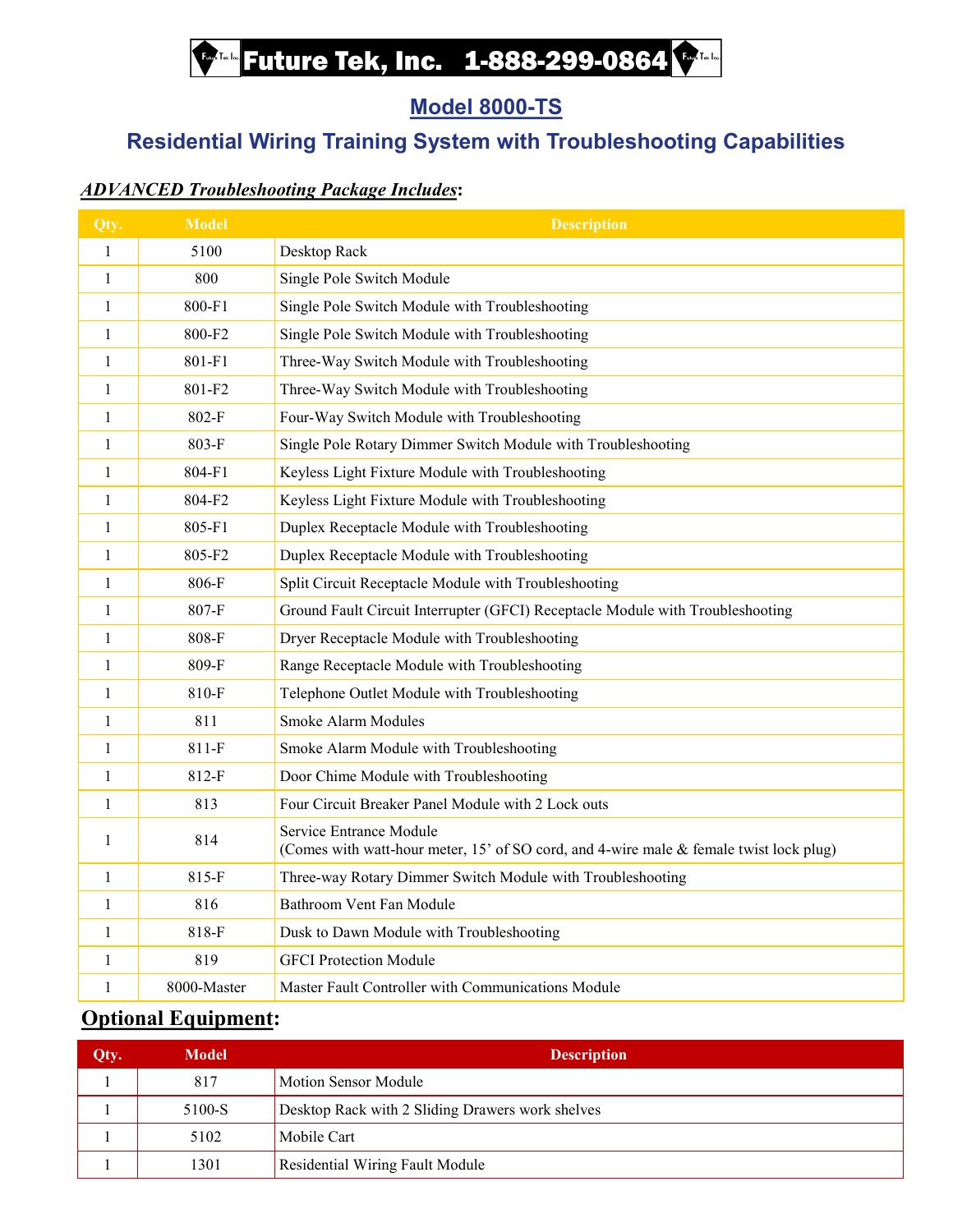**Future Tek, Inc. 1-888-299-0864**

## Model 8000-TS

## Residential Wiring Training System with Troubleshooting Capabilities

***ADVANCED Troubleshooting Package Includes*:**

| Qty. | Model | Description |
|---|---|---|
| 1 | 5100 | Desktop Rack |
| 1 | 800 | Single Pole Switch Module |
| 1 | 800-F1 | Single Pole Switch Module with Troubleshooting |
| 1 | 800-F2 | Single Pole Switch Module with Troubleshooting |
| 1 | 801-F1 | Three-Way Switch Module with Troubleshooting |
| 1 | 801-F2 | Three-Way Switch Module with Troubleshooting |
| 1 | 802-F | Four-Way Switch Module with Troubleshooting |
| 1 | 803-F | Single Pole Rotary Dimmer Switch Module with Troubleshooting |
| 1 | 804-F1 | Keyless Light Fixture Module with Troubleshooting |
| 1 | 804-F2 | Keyless Light Fixture Module with Troubleshooting |
| 1 | 805-F1 | Duplex Receptacle Module with Troubleshooting |
| 1 | 805-F2 | Duplex Receptacle Module with Troubleshooting |
| 1 | 806-F | Split Circuit Receptacle Module with Troubleshooting |
| 1 | 807-F | Ground Fault Circuit Interrupter (GFCI) Receptacle Module with Troubleshooting |
| 1 | 808-F | Dryer Receptacle Module with Troubleshooting |
| 1 | 809-F | Range Receptacle Module with Troubleshooting |
| 1 | 810-F | Telephone Outlet Module with Troubleshooting |
| 1 | 811 | Smoke Alarm Modules |
| 1 | 811-F | Smoke Alarm Module with Troubleshooting |
| 1 | 812-F | Door Chime Module with Troubleshooting |
| 1 | 813 | Four Circuit Breaker Panel Module with 2 Lock outs |
| 1 | 814 | Service Entrance Module (Comes with watt-hour meter, 15' of SO cord, and 4-wire male & female twist lock plug) |
| 1 | 815-F | Three-way Rotary Dimmer Switch Module with Troubleshooting |
| 1 | 816 | Bathroom Vent Fan Module |
| 1 | 818-F | Dusk to Dawn Module with Troubleshooting |
| 1 | 819 | GFCI Protection Module |
| 1 | 8000-Master | Master Fault Controller with Communications Module |

## Optional Equipment:

| Qty. | Model | Description |
|---|---|---|
| 1 | 817 | Motion Sensor Module |
| 1 | 5100-S | Desktop Rack with 2 Sliding Drawers work shelves |
| 1 | 5102 | Mobile Cart |
| 1 | 1301 | Residential Wiring Fault Module |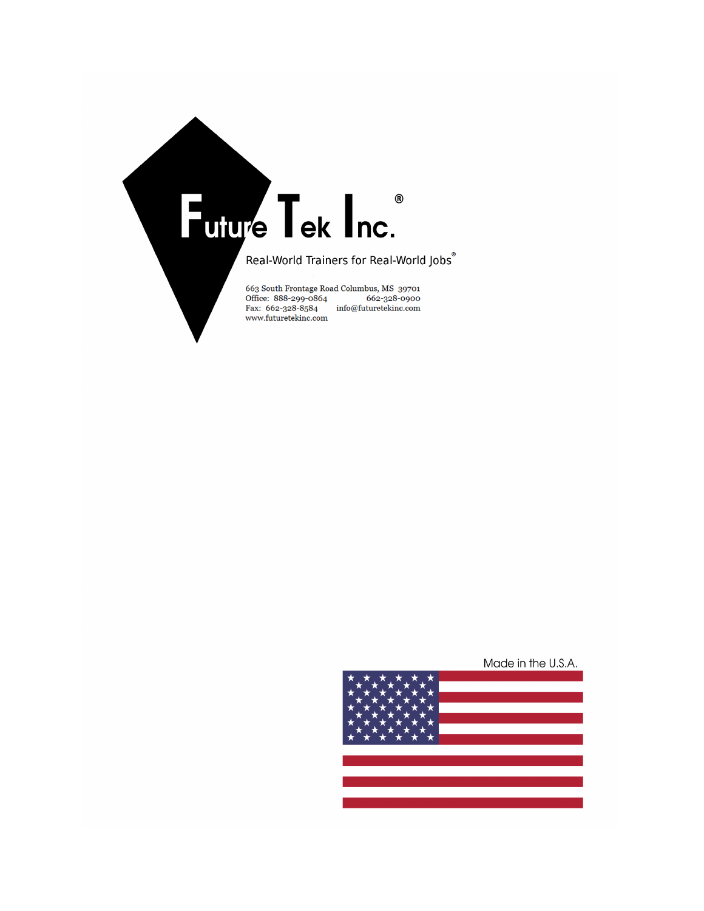Future Tek Inc.®

Real-World Trainers for Real-World Jobs®

663 South Frontage Road Columbus, MS 39701
Office: 888-299-0864 662-328-0900
Fax: 662-328-8584 info@futuretekinc.com
www.futuretekinc.com

Made in the U.S.A.